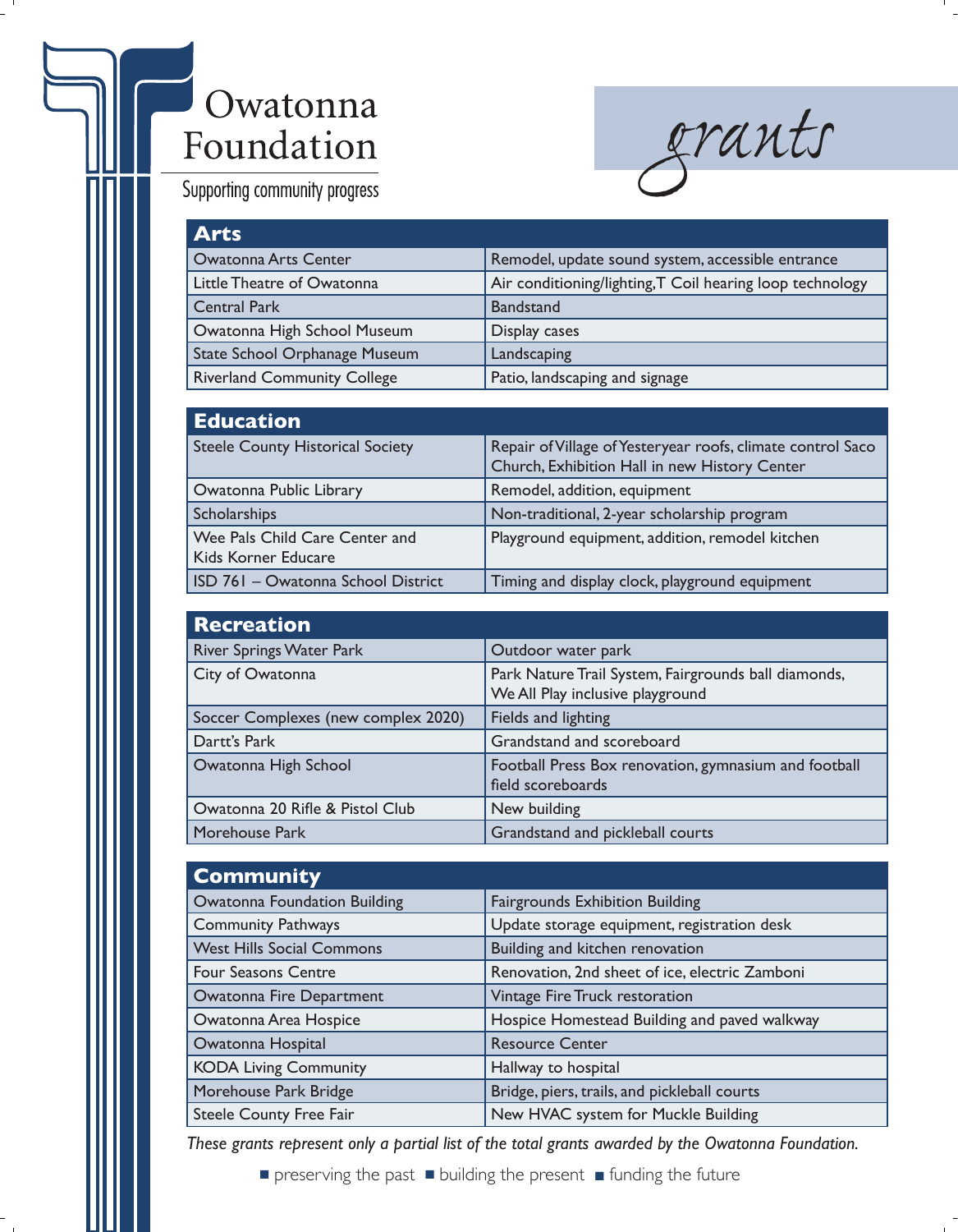# Owatonna Foundation

Supporting community progress

## *grants*

| Arts | |
|---|---|
| Owatonna Arts Center | Remodel, update sound system, accessible entrance |
| Little Theatre of Owatonna | Air conditioning/lighting, T Coil hearing loop technology |
| Central Park | Bandstand |
| Owatonna High School Museum | Display cases |
| State School Orphanage Museum | Landscaping |
| Riverland Community College | Patio, landscaping and signage |

| Education | |
|---|---|
| Steele County Historical Society | Repair of Village of Yesteryear roofs, climate control Saco Church, Exhibition Hall in new History Center |
| Owatonna Public Library | Remodel, addition, equipment |
| Scholarships | Non-traditional, 2-year scholarship program |
| Wee Pals Child Care Center and Kids Korner Educare | Playground equipment, addition, remodel kitchen |
| ISD 761 – Owatonna School District | Timing and display clock, playground equipment |

| Recreation | |
|---|---|
| River Springs Water Park | Outdoor water park |
| City of Owatonna | Park Nature Trail System, Fairgrounds ball diamonds, We All Play inclusive playground |
| Soccer Complexes (new complex 2020) | Fields and lighting |
| Dartt's Park | Grandstand and scoreboard |
| Owatonna High School | Football Press Box renovation, gymnasium and football field scoreboards |
| Owatonna 20 Rifle & Pistol Club | New building |
| Morehouse Park | Grandstand and pickleball courts |

| Community | |
|---|---|
| Owatonna Foundation Building | Fairgrounds Exhibition Building |
| Community Pathways | Update storage equipment, registration desk |
| West Hills Social Commons | Building and kitchen renovation |
| Four Seasons Centre | Renovation, 2nd sheet of ice, electric Zamboni |
| Owatonna Fire Department | Vintage Fire Truck restoration |
| Owatonna Area Hospice | Hospice Homestead Building and paved walkway |
| Owatonna Hospital | Resource Center |
| KODA Living Community | Hallway to hospital |
| Morehouse Park Bridge | Bridge, piers, trails, and pickleball courts |
| Steele County Free Fair | New HVAC system for Muckle Building |

*These grants represent only a partial list of the total grants awarded by the Owatonna Foundation.*

■ preserving the past ■ building the present ■ funding the future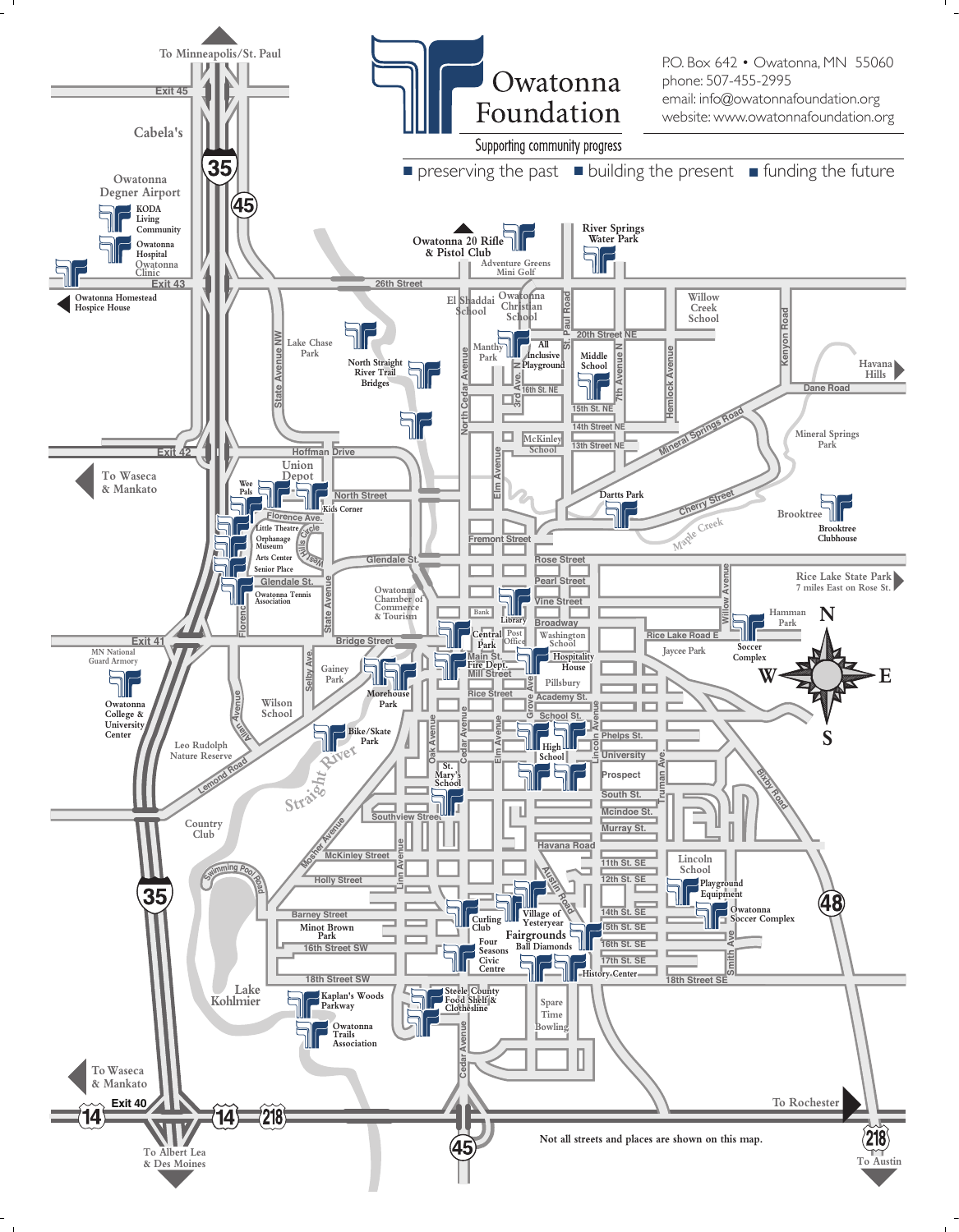# Owatonna Foundation

Supporting community progress

P.O. Box 642 • Owatonna, MN 55060
phone: 507-455-2995
email: info@owatonnafoundation.org
website: www.owatonnafoundation.org

■ preserving the past ■ building the present ■ funding the future

To Minneapolis/St. Paul

Exit 45

Cabela's

Owatonna Degner Airport

KODA Living Community

Owatonna Hospital

Owatonna Clinic

Exit 43

Owatonna Homestead Hospice House

26th Street

Owatonna 20 Rifle & Pistol Club

Adventure Greens Mini Golf

River Springs Water Park

El Shaddai School

Owatonna Christian School

St. Paul Road

Willow Creek School

Kenyon Road

Lake Chase Park

North Straight River Trail Bridges

State Avenue NW

North Cedar Avenue

Manthey Park

All Inclusive Playground

20th Street NE

Middle School

7th Avenue N

Hemlock Avenue

Havana Hills

Dane Road

3rd Ave. N

16th St. NE

15th St. NE

14th Street NE

13th Street NE

McKinley School

Mineral Springs Road

Mineral Springs Park

Exit 42

Hoffman Drive

Union Depot

To Waseca & Mankato

Wee Pals

Kids Corner

North Street

Elm Avenue

Dartts Park

Cherry Street

Maple Creek

Brooktree

Brooktree Clubhouse

Florence Ave.

Little Theatre

Orphanage Museum

Arts Center

Senior Place

West Hills Circle

Fremont Street

Glendale St.

Rose Street

Glendale St.

Owatonna Tennis Association

Owatonna Chamber of Commerce & Tourism

Pearl Street

Vine Street

Willow Avenue

Rice Lake State Park 7 miles East on Rose St.

Bank

Library

Broadway

Hamman Park

Florence

State Avenue

Exit 41

Bridge Street

Central Park

Post Office

Washington School

Rice Lake Road E

Jaycee Park

Soccer Complex

MN National Guard Armory

Selby Ave.

Gainey Park

Main St.

Fire Dept.

Mill Street

Hospitality House

Owatonna College & University Center

Allan Avenue

Wilson School

Morehouse Park

Rice Street

Grove Ave

Pillsbury

Academy St.

School St.

Lincoln Avenue

Bike/Skate Park

Oak Avenue

Cedar Avenue

Elm Avenue

High School

Phelps St.

University

Leo Rudolph Nature Reserve

Lemond Road

Straight River

St. Mary's School

Prospect

Truman Ave.

South St.

Bixby Road

Mcindoe St.

Murray St.

Country Club

Southview Street

Mosher Avenue

Havana Road

McKinley Street

Linn Avenue

11th St. SE

Lincoln School

Swimming Pool Road

Holly Street

Austin Road

12th St. SE

Playground Equipment

35

Barney Street

Curling Club

Village of Yesteryear

14th St. SE

Owatonna Soccer Complex

48

Minot Brown Park

Fairgrounds

15th St. SE

Four Seasons Civic Centre

Ball Diamonds

16th St. SE

16th Street SW

17th St. SE

Smith Ave

History Center

18th Street SW

18th Street SE

Lake Kohlmier

Kaplan's Woods Parkway

Steele County Food Shelf & Clothesline

Spare Time Bowling

Owatonna Trails Association

Cedar Avenue

To Waseca & Mankato

Exit 40

14

14

218

To Rochester

45

Not all streets and places are shown on this map.

218

To Albert Lea & Des Moines

To Austin

N

E

S

W